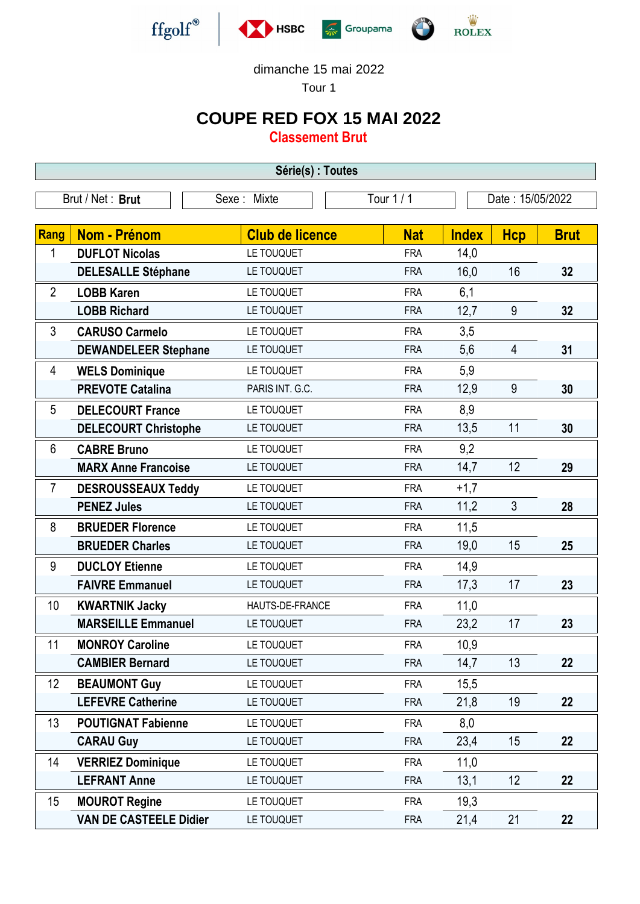ffgolf® HSBC Groupama BMW ROLEX

dimanche 15 mai 2022

Tour 1

# COUPE RED FOX 15 MAI 2022

## Classement Brut

**Série(s) : Toutes**

| Brut / Net : **Brut** | Sexe : Mixte | Tour 1 / 1 | Date : 15/05/2022 |
|---|---|---|---|

| Rang | Nom - Prénom | Club de licence | Nat | Index | Hcp | Brut |
|---|---|---|---|---|---|---|
| 1 | **DUFLOT Nicolas** | LE TOUQUET | FRA | 14,0 | | |
| | **DELESALLE Stéphane** | LE TOUQUET | FRA | 16,0 | 16 | **32** |
| 2 | **LOBB Karen** | LE TOUQUET | FRA | 6,1 | | |
| | **LOBB Richard** | LE TOUQUET | FRA | 12,7 | 9 | **32** |
| 3 | **CARUSO Carmelo** | LE TOUQUET | FRA | 3,5 | | |
| | **DEWANDELEER Stephane** | LE TOUQUET | FRA | 5,6 | 4 | **31** |
| 4 | **WELS Dominique** | LE TOUQUET | FRA | 5,9 | | |
| | **PREVOTE Catalina** | PARIS INT. G.C. | FRA | 12,9 | 9 | **30** |
| 5 | **DELECOURT France** | LE TOUQUET | FRA | 8,9 | | |
| | **DELECOURT Christophe** | LE TOUQUET | FRA | 13,5 | 11 | **30** |
| 6 | **CABRE Bruno** | LE TOUQUET | FRA | 9,2 | | |
| | **MARX Anne Francoise** | LE TOUQUET | FRA | 14,7 | 12 | **29** |
| 7 | **DESROUSSEAUX Teddy** | LE TOUQUET | FRA | +1,7 | | |
| | **PENEZ Jules** | LE TOUQUET | FRA | 11,2 | 3 | **28** |
| 8 | **BRUEDER Florence** | LE TOUQUET | FRA | 11,5 | | |
| | **BRUEDER Charles** | LE TOUQUET | FRA | 19,0 | 15 | **25** |
| 9 | **DUCLOY Etienne** | LE TOUQUET | FRA | 14,9 | | |
| | **FAIVRE Emmanuel** | LE TOUQUET | FRA | 17,3 | 17 | **23** |
| 10 | **KWARTNIK Jacky** | HAUTS-DE-FRANCE | FRA | 11,0 | | |
| | **MARSEILLE Emmanuel** | LE TOUQUET | FRA | 23,2 | 17 | **23** |
| 11 | **MONROY Caroline** | LE TOUQUET | FRA | 10,9 | | |
| | **CAMBIER Bernard** | LE TOUQUET | FRA | 14,7 | 13 | **22** |
| 12 | **BEAUMONT Guy** | LE TOUQUET | FRA | 15,5 | | |
| | **LEFEVRE Catherine** | LE TOUQUET | FRA | 21,8 | 19 | **22** |
| 13 | **POUTIGNAT Fabienne** | LE TOUQUET | FRA | 8,0 | | |
| | **CARAU Guy** | LE TOUQUET | FRA | 23,4 | 15 | **22** |
| 14 | **VERRIEZ Dominique** | LE TOUQUET | FRA | 11,0 | | |
| | **LEFRANT Anne** | LE TOUQUET | FRA | 13,1 | 12 | **22** |
| 15 | **MOUROT Regine** | LE TOUQUET | FRA | 19,3 | | |
| | **VAN DE CASTEELE Didier** | LE TOUQUET | FRA | 21,4 | 21 | **22** |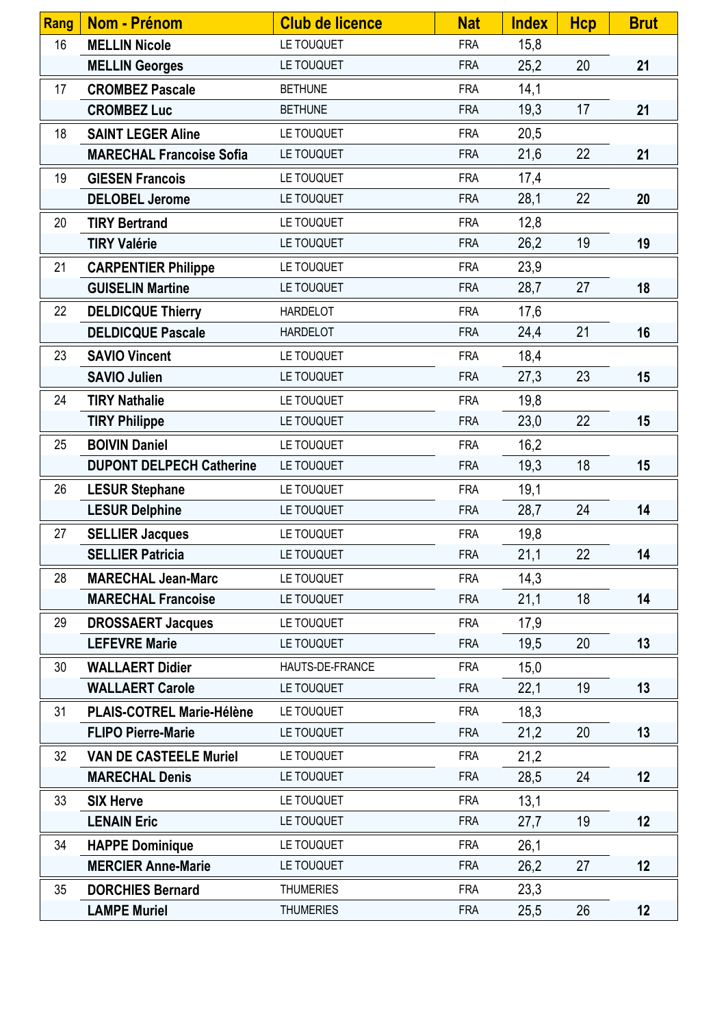| Rang | Nom - Prénom | Club de licence | Nat | Index | Hcp | Brut |
|---|---|---|---|---|---|---|
| 16 | **MELLIN Nicole** | LE TOUQUET | FRA | 15,8 | | |
| | **MELLIN Georges** | LE TOUQUET | FRA | 25,2 | 20 | **21** |
| 17 | **CROMBEZ Pascale** | BETHUNE | FRA | 14,1 | | |
| | **CROMBEZ Luc** | BETHUNE | FRA | 19,3 | 17 | **21** |
| 18 | **SAINT LEGER Aline** | LE TOUQUET | FRA | 20,5 | | |
| | **MARECHAL Francoise Sofia** | LE TOUQUET | FRA | 21,6 | 22 | **21** |
| 19 | **GIESEN Francois** | LE TOUQUET | FRA | 17,4 | | |
| | **DELOBEL Jerome** | LE TOUQUET | FRA | 28,1 | 22 | **20** |
| 20 | **TIRY Bertrand** | LE TOUQUET | FRA | 12,8 | | |
| | **TIRY Valérie** | LE TOUQUET | FRA | 26,2 | 19 | **19** |
| 21 | **CARPENTIER Philippe** | LE TOUQUET | FRA | 23,9 | | |
| | **GUISELIN Martine** | LE TOUQUET | FRA | 28,7 | 27 | **18** |
| 22 | **DELDICQUE Thierry** | HARDELOT | FRA | 17,6 | | |
| | **DELDICQUE Pascale** | HARDELOT | FRA | 24,4 | 21 | **16** |
| 23 | **SAVIO Vincent** | LE TOUQUET | FRA | 18,4 | | |
| | **SAVIO Julien** | LE TOUQUET | FRA | 27,3 | 23 | **15** |
| 24 | **TIRY Nathalie** | LE TOUQUET | FRA | 19,8 | | |
| | **TIRY Philippe** | LE TOUQUET | FRA | 23,0 | 22 | **15** |
| 25 | **BOIVIN Daniel** | LE TOUQUET | FRA | 16,2 | | |
| | **DUPONT DELPECH Catherine** | LE TOUQUET | FRA | 19,3 | 18 | **15** |
| 26 | **LESUR Stephane** | LE TOUQUET | FRA | 19,1 | | |
| | **LESUR Delphine** | LE TOUQUET | FRA | 28,7 | 24 | **14** |
| 27 | **SELLIER Jacques** | LE TOUQUET | FRA | 19,8 | | |
| | **SELLIER Patricia** | LE TOUQUET | FRA | 21,1 | 22 | **14** |
| 28 | **MARECHAL Jean-Marc** | LE TOUQUET | FRA | 14,3 | | |
| | **MARECHAL Francoise** | LE TOUQUET | FRA | 21,1 | 18 | **14** |
| 29 | **DROSSAERT Jacques** | LE TOUQUET | FRA | 17,9 | | |
| | **LEFEVRE Marie** | LE TOUQUET | FRA | 19,5 | 20 | **13** |
| 30 | **WALLAERT Didier** | HAUTS-DE-FRANCE | FRA | 15,0 | | |
| | **WALLAERT Carole** | LE TOUQUET | FRA | 22,1 | 19 | **13** |
| 31 | **PLAIS-COTREL Marie-Hélène** | LE TOUQUET | FRA | 18,3 | | |
| | **FLIPO Pierre-Marie** | LE TOUQUET | FRA | 21,2 | 20 | **13** |
| 32 | **VAN DE CASTEELE Muriel** | LE TOUQUET | FRA | 21,2 | | |
| | **MARECHAL Denis** | LE TOUQUET | FRA | 28,5 | 24 | **12** |
| 33 | **SIX Herve** | LE TOUQUET | FRA | 13,1 | | |
| | **LENAIN Eric** | LE TOUQUET | FRA | 27,7 | 19 | **12** |
| 34 | **HAPPE Dominique** | LE TOUQUET | FRA | 26,1 | | |
| | **MERCIER Anne-Marie** | LE TOUQUET | FRA | 26,2 | 27 | **12** |
| 35 | **DORCHIES Bernard** | THUMERIES | FRA | 23,3 | | |
| | **LAMPE Muriel** | THUMERIES | FRA | 25,5 | 26 | **12** |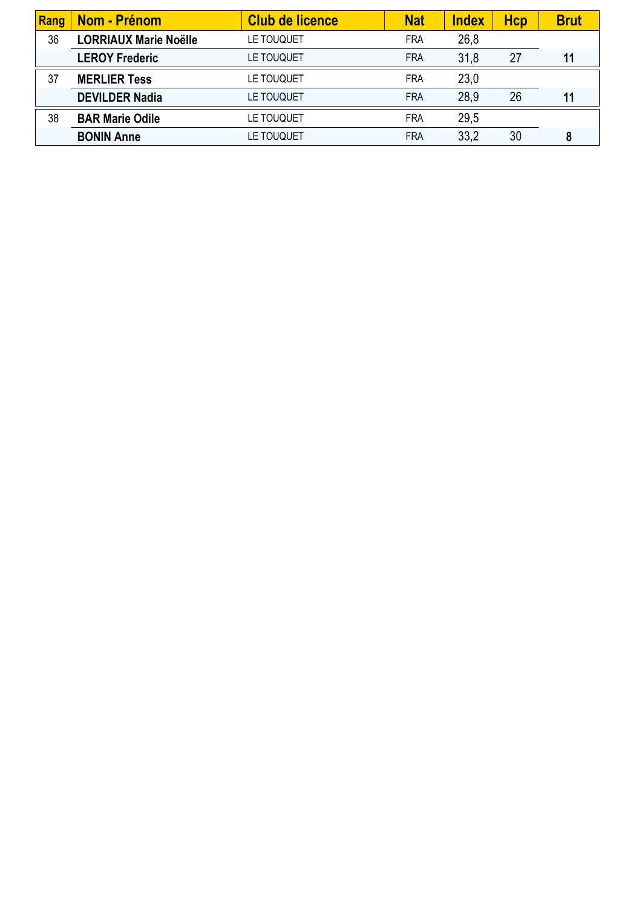| Rang | Nom - Prénom | Club de licence | Nat | Index | Hcp | Brut |
|---|---|---|---|---|---|---|
| 36 | **LORRIAUX Marie Noëlle** | LE TOUQUET | FRA | 26,8 | | |
| | **LEROY Frederic** | LE TOUQUET | FRA | 31,8 | 27 | **11** |
| 37 | **MERLIER Tess** | LE TOUQUET | FRA | 23,0 | | |
| | **DEVILDER Nadia** | LE TOUQUET | FRA | 28,9 | 26 | **11** |
| 38 | **BAR Marie Odile** | LE TOUQUET | FRA | 29,5 | | |
| | **BONIN Anne** | LE TOUQUET | FRA | 33,2 | 30 | **8** |